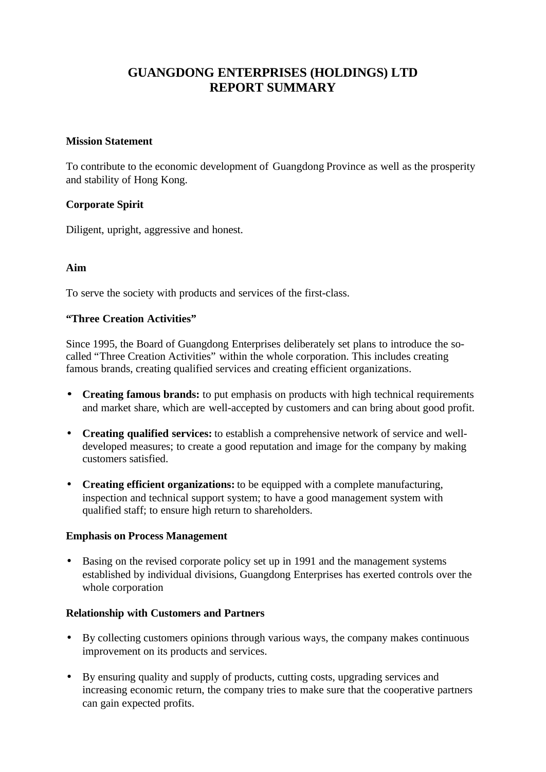# GUANGDONG ENTERPRISES (HOLDINGS) LTD
# REPORT SUMMARY

**Mission Statement**

To contribute to the economic development of Guangdong Province as well as the prosperity and stability of Hong Kong.

**Corporate Spirit**

Diligent, upright, aggressive and honest.

**Aim**

To serve the society with products and services of the first-class.

**"Three Creation Activities"**

Since 1995, the Board of Guangdong Enterprises deliberately set plans to introduce the so-called "Three Creation Activities" within the whole corporation. This includes creating famous brands, creating qualified services and creating efficient organizations.

- **Creating famous brands:** to put emphasis on products with high technical requirements and market share, which are well-accepted by customers and can bring about good profit.
- **Creating qualified services:** to establish a comprehensive network of service and well-developed measures; to create a good reputation and image for the company by making customers satisfied.
- **Creating efficient organizations:** to be equipped with a complete manufacturing, inspection and technical support system; to have a good management system with qualified staff; to ensure high return to shareholders.

**Emphasis on Process Management**

- Basing on the revised corporate policy set up in 1991 and the management systems established by individual divisions, Guangdong Enterprises has exerted controls over the whole corporation

**Relationship with Customers and Partners**

- By collecting customers opinions through various ways, the company makes continuous improvement on its products and services.
- By ensuring quality and supply of products, cutting costs, upgrading services and increasing economic return, the company tries to make sure that the cooperative partners can gain expected profits.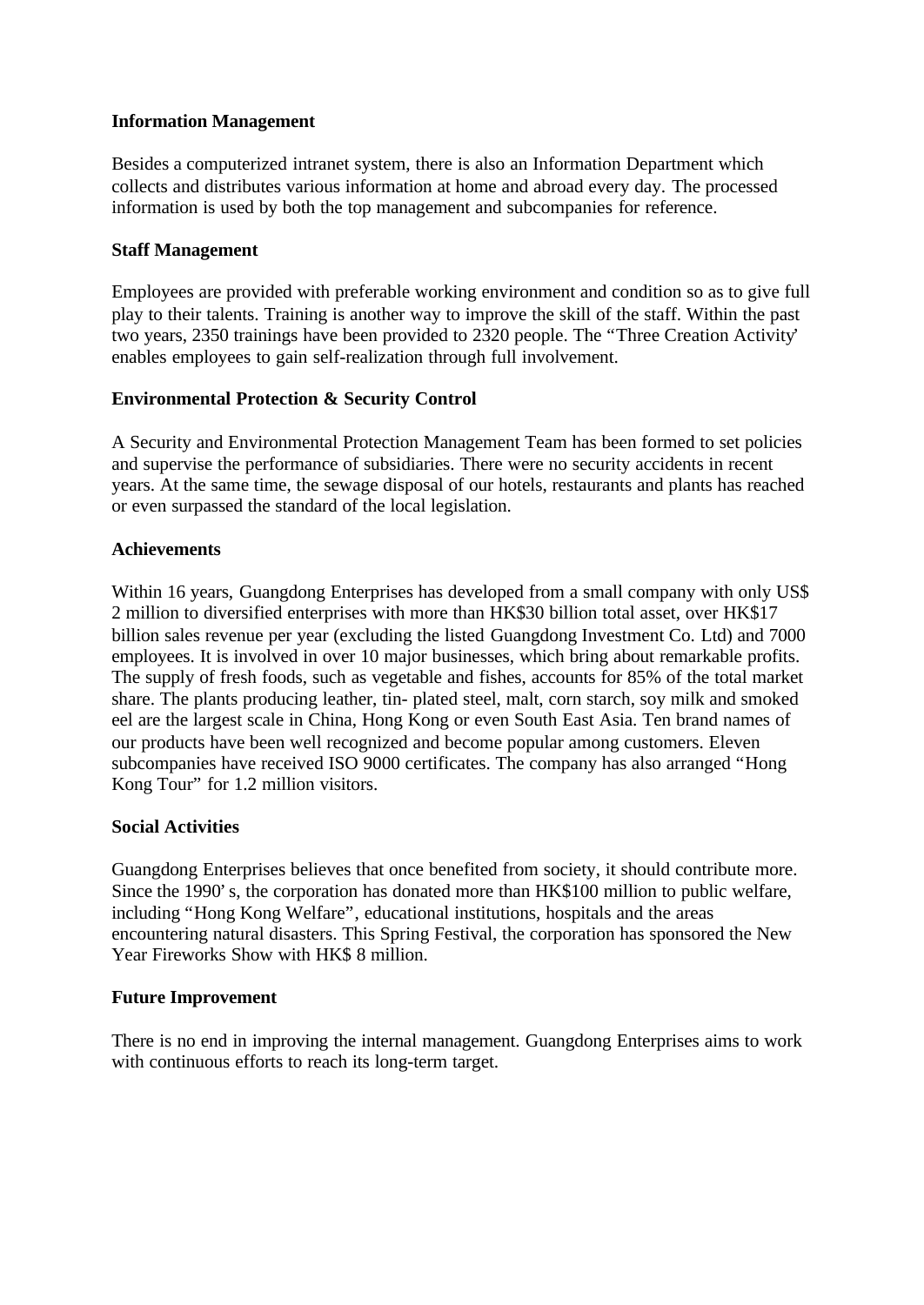**Information Management**

Besides a computerized intranet system, there is also an Information Department which collects and distributes various information at home and abroad every day. The processed information is used by both the top management and subcompanies for reference.

**Staff Management**

Employees are provided with preferable working environment and condition so as to give full play to their talents. Training is another way to improve the skill of the staff. Within the past two years, 2350 trainings have been provided to 2320 people. The "Three Creation Activity" enables employees to gain self-realization through full involvement.

**Environmental Protection & Security Control**

A Security and Environmental Protection Management Team has been formed to set policies and supervise the performance of subsidiaries. There were no security accidents in recent years. At the same time, the sewage disposal of our hotels, restaurants and plants has reached or even surpassed the standard of the local legislation.

**Achievements**

Within 16 years, Guangdong Enterprises has developed from a small company with only US$ 2 million to diversified enterprises with more than HK$30 billion total asset, over HK$17 billion sales revenue per year (excluding the listed Guangdong Investment Co. Ltd) and 7000 employees. It is involved in over 10 major businesses, which bring about remarkable profits. The supply of fresh foods, such as vegetable and fishes, accounts for 85% of the total market share. The plants producing leather, tin- plated steel, malt, corn starch, soy milk and smoked eel are the largest scale in China, Hong Kong or even South East Asia. Ten brand names of our products have been well recognized and become popular among customers. Eleven subcompanies have received ISO 9000 certificates. The company has also arranged "Hong Kong Tour" for 1.2 million visitors.

**Social Activities**

Guangdong Enterprises believes that once benefited from society, it should contribute more. Since the 1990's, the corporation has donated more than HK$100 million to public welfare, including "Hong Kong Welfare", educational institutions, hospitals and the areas encountering natural disasters. This Spring Festival, the corporation has sponsored the New Year Fireworks Show with HK$ 8 million.

**Future Improvement**

There is no end in improving the internal management. Guangdong Enterprises aims to work with continuous efforts to reach its long-term target.